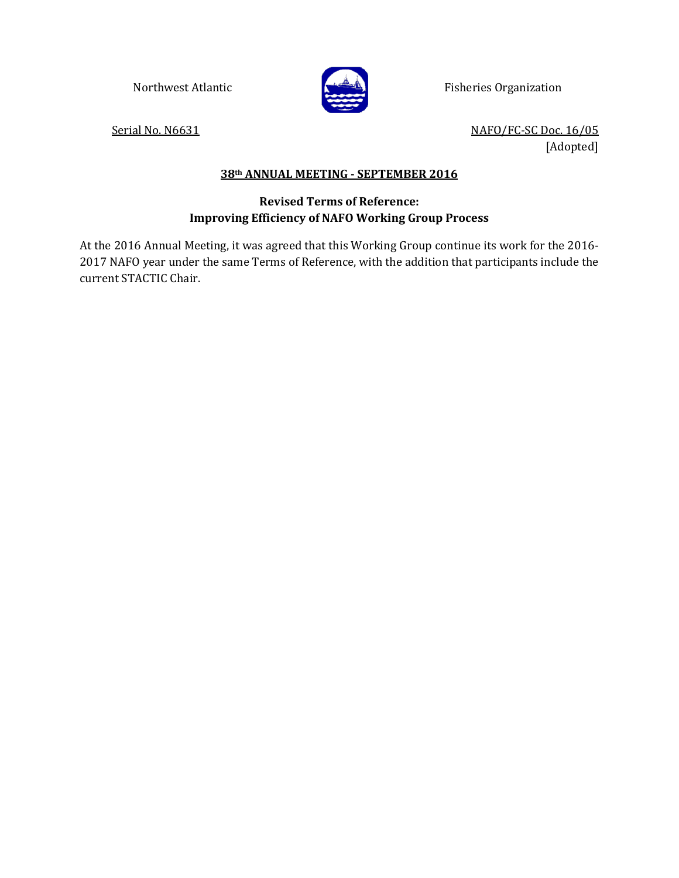Northwest Atlantic Fisheries Organization

Serial No. N6631

NAFO/FC-SC Doc. 16/05
[Adopted]

**38th ANNUAL MEETING - SEPTEMBER 2016**

## Revised Terms of Reference: Improving Efficiency of NAFO Working Group Process

At the 2016 Annual Meeting, it was agreed that this Working Group continue its work for the 2016-2017 NAFO year under the same Terms of Reference, with the addition that participants include the current STACTIC Chair.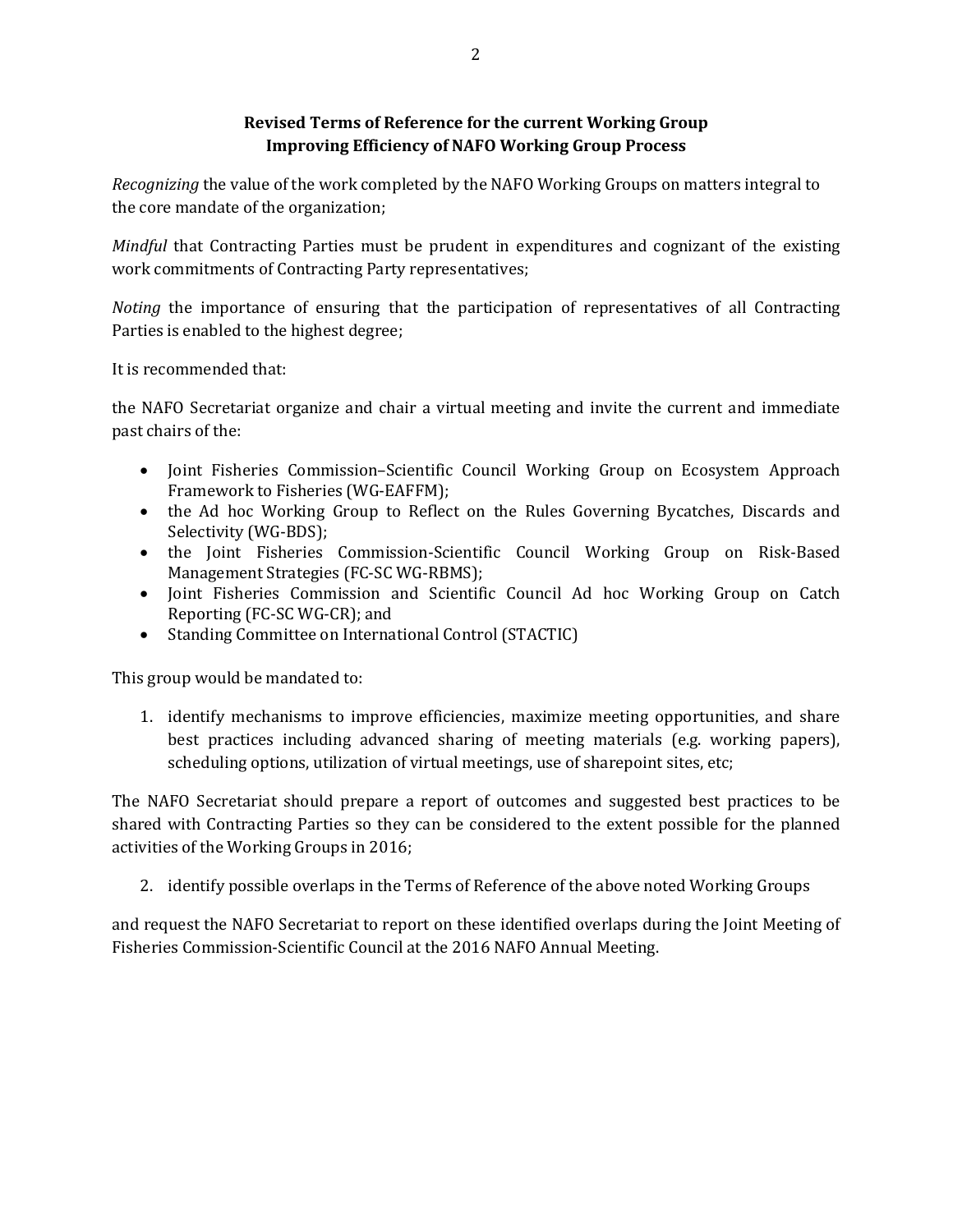**Revised Terms of Reference for the current Working Group**
**Improving Efficiency of NAFO Working Group Process**

*Recognizing* the value of the work completed by the NAFO Working Groups on matters integral to the core mandate of the organization;

*Mindful* that Contracting Parties must be prudent in expenditures and cognizant of the existing work commitments of Contracting Party representatives;

*Noting* the importance of ensuring that the participation of representatives of all Contracting Parties is enabled to the highest degree;

It is recommended that:

the NAFO Secretariat organize and chair a virtual meeting and invite the current and immediate past chairs of the:

- Joint Fisheries Commission–Scientific Council Working Group on Ecosystem Approach Framework to Fisheries (WG-EAFFM);
- the Ad hoc Working Group to Reflect on the Rules Governing Bycatches, Discards and Selectivity (WG-BDS);
- the Joint Fisheries Commission-Scientific Council Working Group on Risk-Based Management Strategies (FC-SC WG-RBMS);
- Joint Fisheries Commission and Scientific Council Ad hoc Working Group on Catch Reporting (FC-SC WG-CR); and
- Standing Committee on International Control (STACTIC)

This group would be mandated to:

1. identify mechanisms to improve efficiencies, maximize meeting opportunities, and share best practices including advanced sharing of meeting materials (e.g. working papers), scheduling options, utilization of virtual meetings, use of sharepoint sites, etc;

The NAFO Secretariat should prepare a report of outcomes and suggested best practices to be shared with Contracting Parties so they can be considered to the extent possible for the planned activities of the Working Groups in 2016;

2. identify possible overlaps in the Terms of Reference of the above noted Working Groups

and request the NAFO Secretariat to report on these identified overlaps during the Joint Meeting of Fisheries Commission-Scientific Council at the 2016 NAFO Annual Meeting.